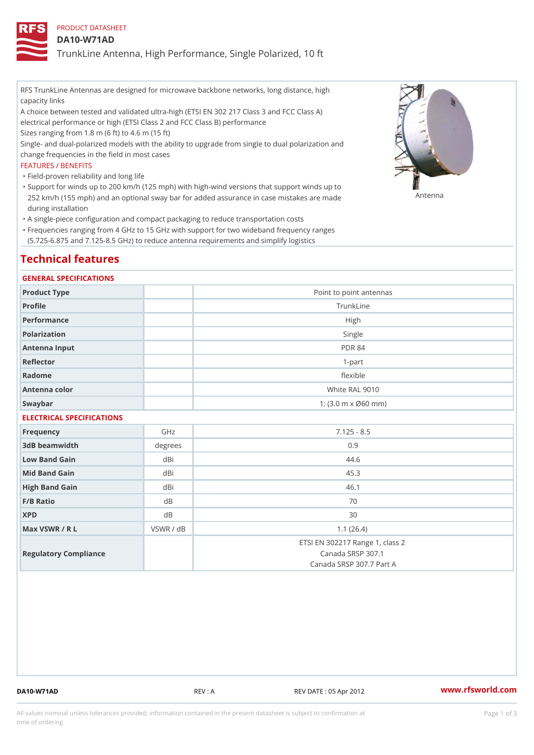PRODUCT DATASHEET

# DA10-W71AD

## TrunkLine Antenna, High Performance, Single Polarized, 10 ft

RFS TrunkLine Antennas are designed for microwave backbone networks, long distance, high capacity links

A choice between tested and validated ultra-high (ETSI EN 302 217 Class 3 and FCC Class A) electrical performance or high (ETSI Class 2 and FCC Class B) performance

Sizes ranging from 1.8 m (6 ft) to 4.6 m (15 ft)

Single- and dual-polarized models with the ability to upgrade from single to dual polarization and change frequencies in the field in most cases

Antenna

FEATURES / BENEFITS

- Field-proven reliability and long life
- Support for winds up to 200 km/h (125 mph) with high-wind versions that support winds up to 252 km/h (155 mph) and an optional sway bar for added assurance in case mistakes are made during installation
- A single-piece configuration and compact packaging to reduce transportation costs
- Frequencies ranging from 4 GHz to 15 GHz with support for two wideband frequency ranges (5.725-6.875 and 7.125-8.5 GHz) to reduce antenna requirements and simplify logistics

# Technical features

### GENERAL SPECIFICATIONS

| | | |
|---|---|---|
| Product Type | | Point to point antennas |
| Profile | | TrunkLine |
| Performance | | High |
| Polarization | | Single |
| Antenna Input | | PDR 84 |
| Reflector | | 1-part |
| Radome | | flexible |
| Antenna color | | White RAL 9010 |
| Swaybar | | 1: (3.0 m x Ø60 mm) |

### ELECTRICAL SPECIFICATIONS

| | | |
|---|---|---|
| Frequency | GHz | 7.125 - 8.5 |
| 3dB beamwidth | degrees | 0.9 |
| Low Band Gain | dBi | 44.6 |
| Mid Band Gain | dBi | 45.3 |
| High Band Gain | dBi | 46.1 |
| F/B Ratio | dB | 70 |
| XPD | dB | 30 |
| Max VSWR / R L | VSWR / dB | 1.1 (26.4) |
| Regulatory Compliance | | ETSI EN 302217 Range 1, class 2<br>Canada SRSP 307.1<br>Canada SRSP 307.7 Part A |

DA10-W71AD REV : A REV DATE : 05 Apr 2012 www.rfsworld.com

All values nominal unless tolerances provided; information contained in the present datasheet is subject to confirmation at time of ordering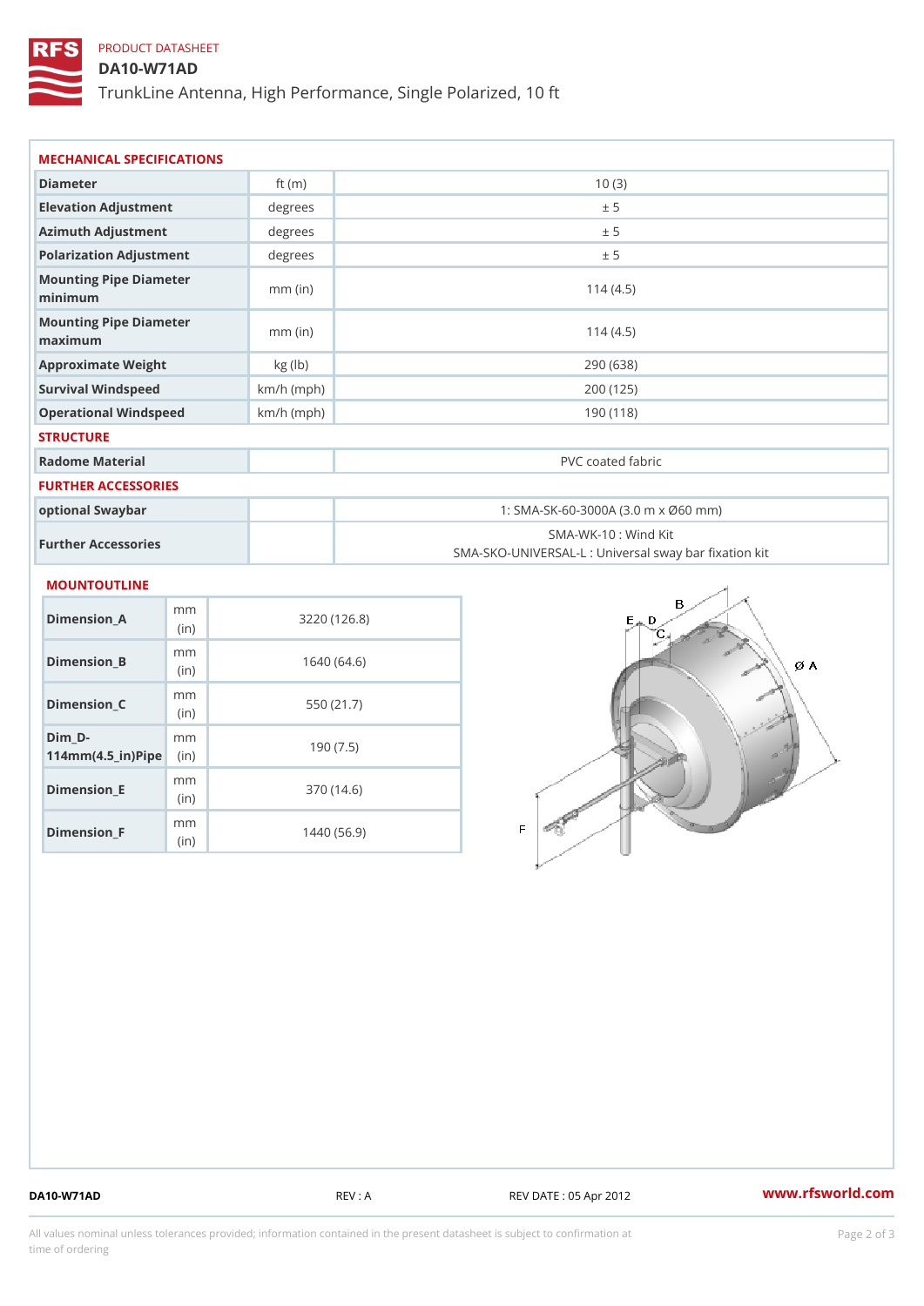PRODUCT DATASHEET

# DA10-W71AD

TrunkLine Antenna, High Performance, Single Polarized, 10 ft

## MECHANICAL SPECIFICATIONS

| Diameter | ft (m) | 10 (3) |
|---|---|---|
| Elevation Adjustment | degrees | ± 5 |
| Azimuth Adjustment | degrees | ± 5 |
| Polarization Adjustment | degrees | ± 5 |
| Mounting Pipe Diameter minimum | mm (in) | 114 (4.5) |
| Mounting Pipe Diameter maximum | mm (in) | 114 (4.5) |
| Approximate Weight | kg (lb) | 290 (638) |
| Survival Windspeed | km/h (mph) | 200 (125) |
| Operational Windspeed | km/h (mph) | 190 (118) |

## STRUCTURE

| Radome Material | | PVC coated fabric |
|---|---|---|

## FURTHER ACCESSORIES

| optional Swaybar | | 1: SMA-SK-60-3000A (3.0 m x Ø60 mm) |
|---|---|---|
| Further Accessories | | SMA-WK-10 : Wind Kit<br>SMA-SKO-UNIVERSAL-L : Universal sway bar fixation kit |

## MOUNTOUTLINE

| Dimension_A | mm (in) | 3220 (126.8) |
|---|---|---|
| Dimension_B | mm (in) | 1640 (64.6) |
| Dimension_C | mm (in) | 550 (21.7) |
| Dim_D-114mm(4.5_in)Pipe | mm (in) | 190 (7.5) |
| Dimension_E | mm (in) | 370 (14.6) |
| Dimension_F | mm (in) | 1440 (56.9) |

DA10-W71AD | REV : A | REV DATE : 05 Apr 2012 | www.rfsworld.com

All values nominal unless tolerances provided; information contained in the present datasheet is subject to confirmation at time of ordering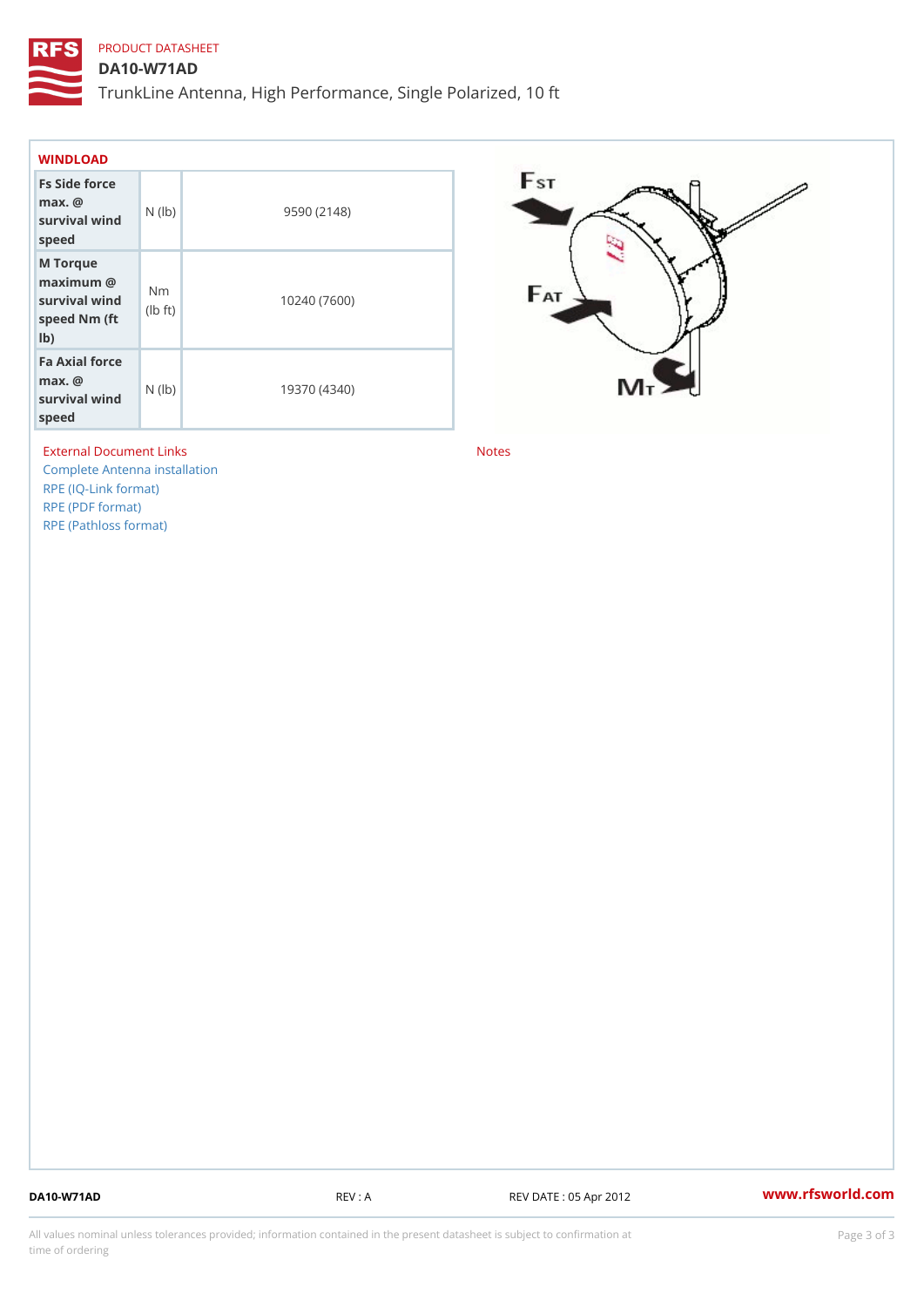PRODUCT DATASHEET

# DA10-W71AD

TrunkLine Antenna, High Performance, Single Polarized, 10 ft

## WINDLOAD

| | | |
|---|---|---|
| Fs Side force max. @ survival wind speed | N (lb) | 9590 (2148) |
| M Torque maximum @ survival wind speed Nm (ft lb) | Nm (lb ft) | 10240 (7600) |
| Fa Axial force max. @ survival wind speed | N (lb) | 19370 (4340) |

FST

FAT

MT

### External Document Links

Complete Antenna installation

RPE (IQ-Link format)

RPE (PDF format)

RPE (Pathloss format)

### Notes

DA10-W71AD REV : A REV DATE : 05 Apr 2012 www.rfsworld.com

All values nominal unless tolerances provided; information contained in the present datasheet is subject to confirmation at time of ordering